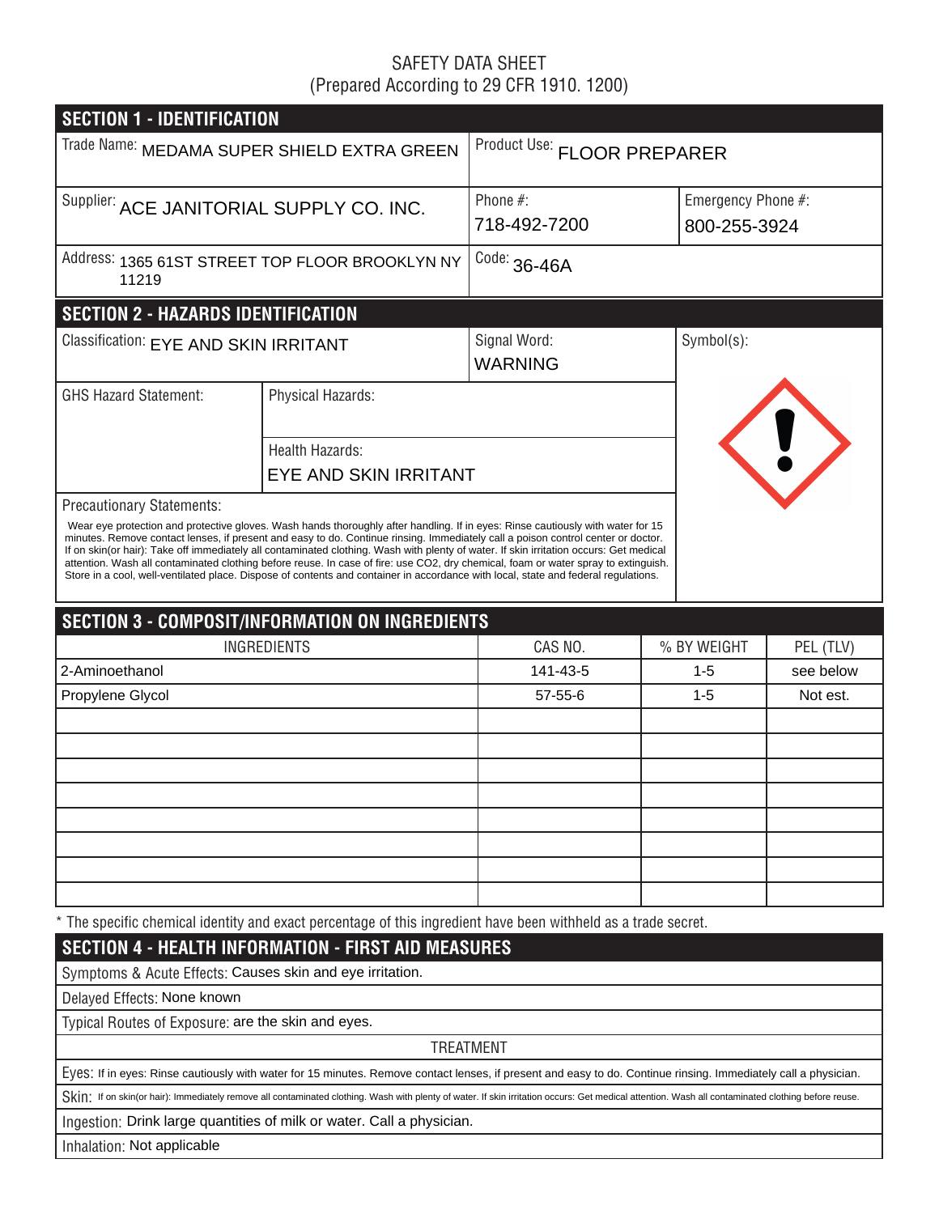SAFETY DATA SHEET
(Prepared According to 29 CFR 1910. 1200)

## SECTION 1 - IDENTIFICATION

| | |
|---|---|
| Trade Name: MEDAMA SUPER SHIELD EXTRA GREEN | Product Use: FLOOR PREPARER |
| Supplier: ACE JANITORIAL SUPPLY CO. INC. | Phone #: 718-492-7200 |
| | Emergency Phone #: 800-255-3924 |
| Address: 1365 61ST STREET TOP FLOOR BROOKLYN NY 11219 | Code: 36-46A |

## SECTION 2 - HAZARDS IDENTIFICATION

Classification: EYE AND SKIN IRRITANT

Signal Word: WARNING

Symbol(s):

GHS Hazard Statement:

Physical Hazards:

Health Hazards: EYE AND SKIN IRRITANT

Precautionary Statements:

Wear eye protection and protective gloves. Wash hands thoroughly after handling. If in eyes: Rinse cautiously with water for 15 minutes. Remove contact lenses, if present and easy to do. Continue rinsing. Immediately call a poison control center or doctor. If on skin(or hair): Take off immediately all contaminated clothing. Wash with plenty of water. If skin irritation occurs: Get medical attention. Wash all contaminated clothing before reuse. In case of fire: use CO2, dry chemical, foam or water spray to extinguish. Store in a cool, well-ventilated place. Dispose of contents and container in accordance with local, state and federal regulations.

## SECTION 3 - COMPOSIT/INFORMATION ON INGREDIENTS

| INGREDIENTS | CAS NO. | % BY WEIGHT | PEL (TLV) |
|---|---|---|---|
| 2-Aminoethanol | 141-43-5 | 1-5 | see below |
| Propylene Glycol | 57-55-6 | 1-5 | Not est. |

* The specific chemical identity and exact percentage of this ingredient have been withheld as a trade secret.

## SECTION 4 - HEALTH INFORMATION - FIRST AID MEASURES

Symptoms & Acute Effects: Causes skin and eye irritation.

Delayed Effects: None known

Typical Routes of Exposure: are the skin and eyes.

TREATMENT

Eyes: If in eyes: Rinse cautiously with water for 15 minutes. Remove contact lenses, if present and easy to do. Continue rinsing. Immediately call a physician.

Skin: If on skin(or hair): Immediately remove all contaminated clothing. Wash with plenty of water. If skin irritation occurs: Get medical attention. Wash all contaminated clothing before reuse.

Ingestion: Drink large quantities of milk or water. Call a physician.

Inhalation: Not applicable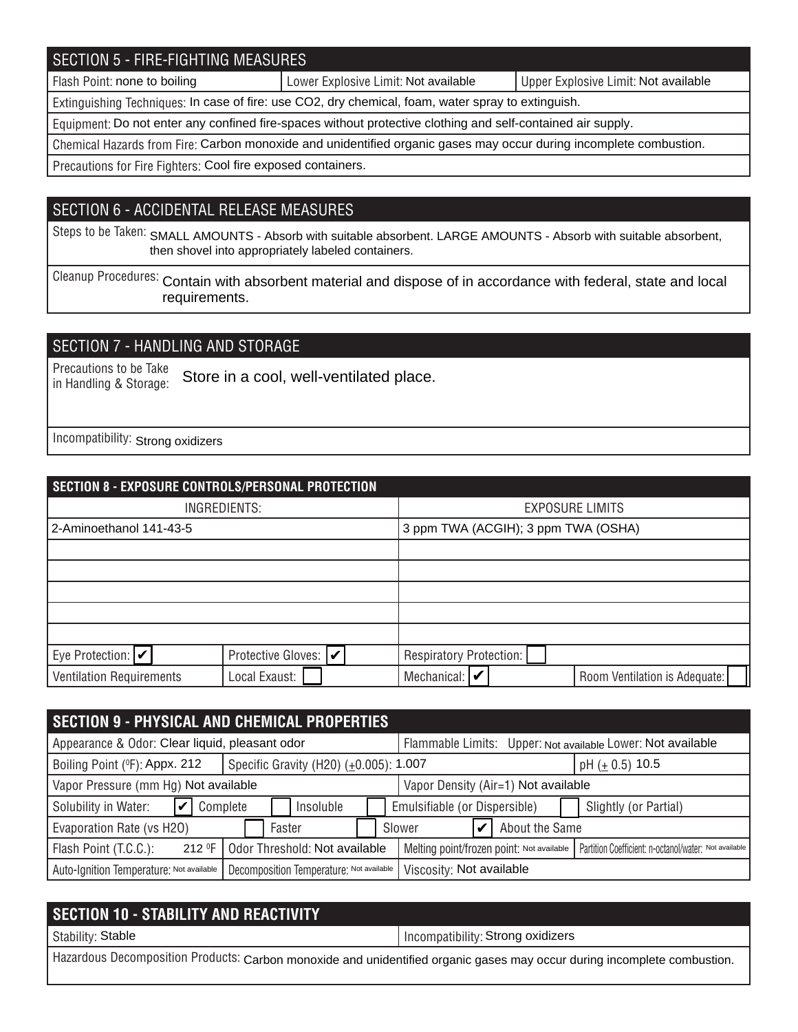## SECTION 5 - FIRE-FIGHTING MEASURES

| Flash Point: none to boiling | Lower Explosive Limit: Not available | Upper Explosive Limit: Not available |
|---|---|---|

Extinguishing Techniques: In case of fire: use $CO_2$, dry chemical, foam, water spray to extinguish.

Equipment: Do not enter any confined fire-spaces without protective clothing and self-contained air supply.

Chemical Hazards from Fire: Carbon monoxide and unidentified organic gases may occur during incomplete combustion.

Precautions for Fire Fighters: Cool fire exposed containers.

## SECTION 6 - ACCIDENTAL RELEASE MEASURES

Steps to be Taken: SMALL AMOUNTS - Absorb with suitable absorbent. LARGE AMOUNTS - Absorb with suitable absorbent, then shovel into appropriately labeled containers.

Cleanup Procedures: Contain with absorbent material and dispose of in accordance with federal, state and local requirements.

## SECTION 7 - HANDLING AND STORAGE

Precautions to be Take in Handling & Storage: Store in a cool, well-ventilated place.

Incompatibility: Strong oxidizers

## SECTION 8 - EXPOSURE CONTROLS/PERSONAL PROTECTION

| INGREDIENTS: | EXPOSURE LIMITS |
|---|---|
| 2-Aminoethanol 141-43-5 | 3 ppm TWA (ACGIH); 3 ppm TWA (OSHA) |
| | |
| | |
| | |
| | |
| | |

| | | | |
|---|---|---|---|
| Eye Protection: ✔ | Protective Gloves: ✔ | Respiratory Protection: ☐ | |
| Ventilation Requirements | Local Exaust: ☐ | Mechanical: ✔ | Room Ventilation is Adequate: ☐ |

## SECTION 9 - PHYSICAL AND CHEMICAL PROPERTIES

| | | | |
|---|---|---|---|
| Appearance & Odor: Clear liquid, pleasant odor | | Flammable Limits: Upper: Not available Lower: Not available | |
| Boiling Point (°F): Appx. 212 | Specific Gravity (H20) (±0.005): 1.007 | | pH (± 0.5) 10.5 |
| Vapor Pressure (mm Hg) Not available | | Vapor Density (Air=1) Not available | |
| Solubility in Water: ✔ Complete | ☐ Insoluble | ☐ Emulsifiable (or Dispersible) | ☐ Slightly (or Partial) |
| Evaporation Rate (vs H2O) | ☐ Faster | ☐ Slower | ✔ About the Same |
| Flash Point (T.C.C.): 212 °F | Odor Threshold: Not available | Melting point/frozen point: Not available | Partition Coefficient: n-octanol/water: Not available |
| Auto-Ignition Temperature: Not available | Decomposition Temperature: Not available | Viscosity: Not available | |

## SECTION 10 - STABILITY AND REACTIVITY

| Stability: Stable | Incompatibility: Strong oxidizers |
|---|---|

Hazardous Decomposition Products: Carbon monoxide and unidentified organic gases may occur during incomplete combustion.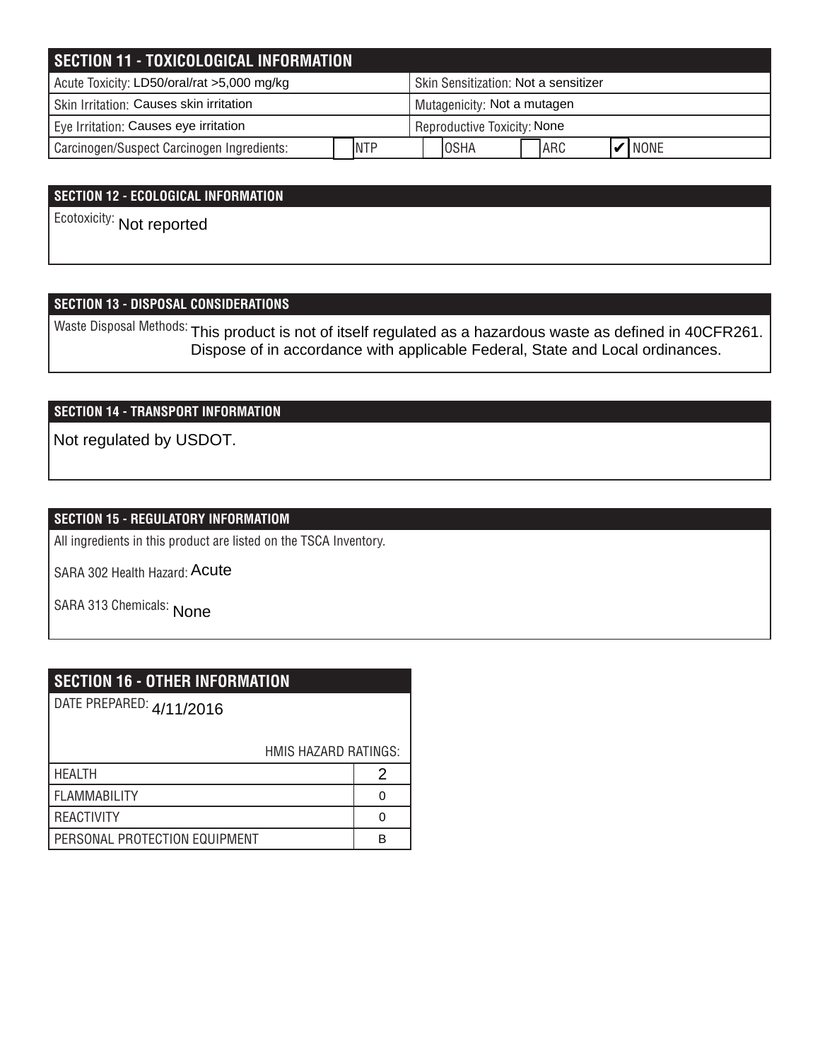## SECTION 11 - TOXICOLOGICAL INFORMATION

| | |
|---|---|
| Acute Toxicity: LD50/oral/rat >5,000 mg/kg | Skin Sensitization: Not a sensitizer |
| Skin Irritation: Causes skin irritation | Mutagenicity: Not a mutagen |
| Eye Irritation: Causes eye irritation | Reproductive Toxicity: None |

Carcinogen/Suspect Carcinogen Ingredients: ☐ NTP ☐ OSHA ☐ ARC ☑ NONE

## SECTION 12 - ECOLOGICAL INFORMATION

Ecotoxicity: Not reported

## SECTION 13 - DISPOSAL CONSIDERATIONS

Waste Disposal Methods: This product is not of itself regulated as a hazardous waste as defined in 40CFR261. Dispose of in accordance with applicable Federal, State and Local ordinances.

## SECTION 14 - TRANSPORT INFORMATION

Not regulated by USDOT.

## SECTION 15 - REGULATORY INFORMATIOM

All ingredients in this product are listed on the TSCA Inventory.

SARA 302 Health Hazard: Acute

SARA 313 Chemicals: None

## SECTION 16 - OTHER INFORMATION

DATE PREPARED: 4/11/2016

| HMIS HAZARD RATINGS: | |
|---|---|
| HEALTH | 2 |
| FLAMMABILITY | 0 |
| REACTIVITY | 0 |
| PERSONAL PROTECTION EQUIPMENT | B |